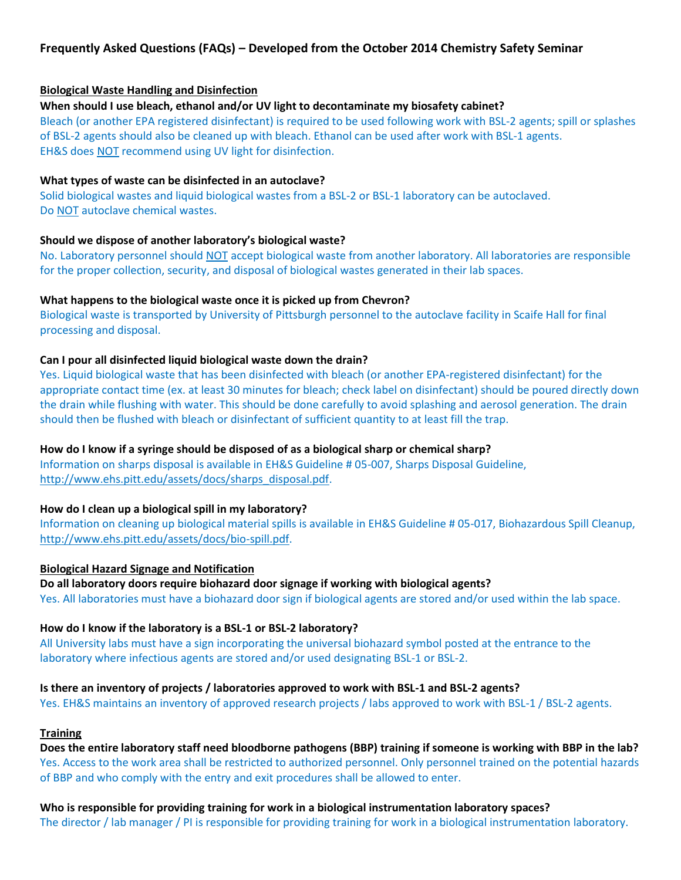# Frequently Asked Questions (FAQs) – Developed from the October 2014 Chemistry Safety Seminar

## Biological Waste Handling and Disinfection

**When should I use bleach, ethanol and/or UV light to decontaminate my biosafety cabinet?**

Bleach (or another EPA registered disinfectant) is required to be used following work with BSL-2 agents; spill or splashes of BSL-2 agents should also be cleaned up with bleach. Ethanol can be used after work with BSL-1 agents.
EH&S does NOT recommend using UV light for disinfection.

**What types of waste can be disinfected in an autoclave?**

Solid biological wastes and liquid biological wastes from a BSL-2 or BSL-1 laboratory can be autoclaved.
Do NOT autoclave chemical wastes.

**Should we dispose of another laboratory's biological waste?**

No. Laboratory personnel should NOT accept biological waste from another laboratory. All laboratories are responsible for the proper collection, security, and disposal of biological wastes generated in their lab spaces.

**What happens to the biological waste once it is picked up from Chevron?**

Biological waste is transported by University of Pittsburgh personnel to the autoclave facility in Scaife Hall for final processing and disposal.

**Can I pour all disinfected liquid biological waste down the drain?**

Yes. Liquid biological waste that has been disinfected with bleach (or another EPA-registered disinfectant) for the appropriate contact time (ex. at least 30 minutes for bleach; check label on disinfectant) should be poured directly down the drain while flushing with water. This should be done carefully to avoid splashing and aerosol generation. The drain should then be flushed with bleach or disinfectant of sufficient quantity to at least fill the trap.

**How do I know if a syringe should be disposed of as a biological sharp or chemical sharp?**

Information on sharps disposal is available in EH&S Guideline # 05-007, Sharps Disposal Guideline, http://www.ehs.pitt.edu/assets/docs/sharps_disposal.pdf.

**How do I clean up a biological spill in my laboratory?**

Information on cleaning up biological material spills is available in EH&S Guideline # 05-017, Biohazardous Spill Cleanup, http://www.ehs.pitt.edu/assets/docs/bio-spill.pdf.

## Biological Hazard Signage and Notification

**Do all laboratory doors require biohazard door signage if working with biological agents?**

Yes. All laboratories must have a biohazard door sign if biological agents are stored and/or used within the lab space.

**How do I know if the laboratory is a BSL-1 or BSL-2 laboratory?**

All University labs must have a sign incorporating the universal biohazard symbol posted at the entrance to the laboratory where infectious agents are stored and/or used designating BSL-1 or BSL-2.

**Is there an inventory of projects / laboratories approved to work with BSL-1 and BSL-2 agents?**

Yes. EH&S maintains an inventory of approved research projects / labs approved to work with BSL-1 / BSL-2 agents.

## Training

**Does the entire laboratory staff need bloodborne pathogens (BBP) training if someone is working with BBP in the lab?**

Yes. Access to the work area shall be restricted to authorized personnel. Only personnel trained on the potential hazards of BBP and who comply with the entry and exit procedures shall be allowed to enter.

**Who is responsible for providing training for work in a biological instrumentation laboratory spaces?**

The director / lab manager / PI is responsible for providing training for work in a biological instrumentation laboratory.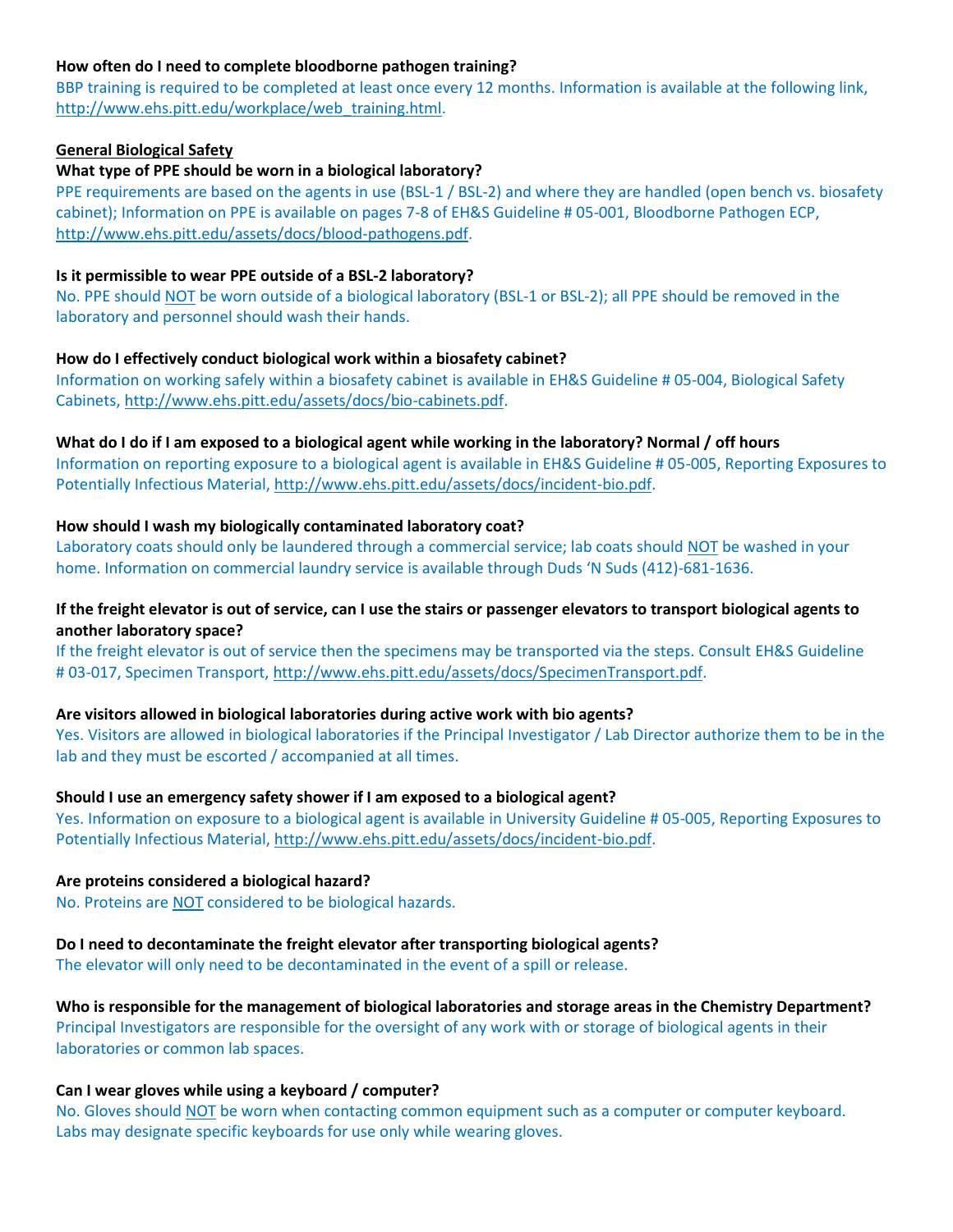**How often do I need to complete bloodborne pathogen training?**

BBP training is required to be completed at least once every 12 months. Information is available at the following link, http://www.ehs.pitt.edu/workplace/web_training.html.

## General Biological Safety

**What type of PPE should be worn in a biological laboratory?**

PPE requirements are based on the agents in use (BSL-1 / BSL-2) and where they are handled (open bench vs. biosafety cabinet); Information on PPE is available on pages 7-8 of EH&S Guideline # 05-001, Bloodborne Pathogen ECP, http://www.ehs.pitt.edu/assets/docs/blood-pathogens.pdf.

**Is it permissible to wear PPE outside of a BSL-2 laboratory?**

No. PPE should NOT be worn outside of a biological laboratory (BSL-1 or BSL-2); all PPE should be removed in the laboratory and personnel should wash their hands.

**How do I effectively conduct biological work within a biosafety cabinet?**

Information on working safely within a biosafety cabinet is available in EH&S Guideline # 05-004, Biological Safety Cabinets, http://www.ehs.pitt.edu/assets/docs/bio-cabinets.pdf.

**What do I do if I am exposed to a biological agent while working in the laboratory? Normal / off hours**

Information on reporting exposure to a biological agent is available in EH&S Guideline # 05-005, Reporting Exposures to Potentially Infectious Material, http://www.ehs.pitt.edu/assets/docs/incident-bio.pdf.

**How should I wash my biologically contaminated laboratory coat?**

Laboratory coats should only be laundered through a commercial service; lab coats should NOT be washed in your home. Information on commercial laundry service is available through Duds 'N Suds (412)-681-1636.

**If the freight elevator is out of service, can I use the stairs or passenger elevators to transport biological agents to another laboratory space?**

If the freight elevator is out of service then the specimens may be transported via the steps. Consult EH&S Guideline # 03-017, Specimen Transport, http://www.ehs.pitt.edu/assets/docs/SpecimenTransport.pdf.

**Are visitors allowed in biological laboratories during active work with bio agents?**

Yes. Visitors are allowed in biological laboratories if the Principal Investigator / Lab Director authorize them to be in the lab and they must be escorted / accompanied at all times.

**Should I use an emergency safety shower if I am exposed to a biological agent?**

Yes. Information on exposure to a biological agent is available in University Guideline # 05-005, Reporting Exposures to Potentially Infectious Material, http://www.ehs.pitt.edu/assets/docs/incident-bio.pdf.

**Are proteins considered a biological hazard?**

No. Proteins are NOT considered to be biological hazards.

**Do I need to decontaminate the freight elevator after transporting biological agents?**

The elevator will only need to be decontaminated in the event of a spill or release.

**Who is responsible for the management of biological laboratories and storage areas in the Chemistry Department?**

Principal Investigators are responsible for the oversight of any work with or storage of biological agents in their laboratories or common lab spaces.

**Can I wear gloves while using a keyboard / computer?**

No. Gloves should NOT be worn when contacting common equipment such as a computer or computer keyboard. Labs may designate specific keyboards for use only while wearing gloves.